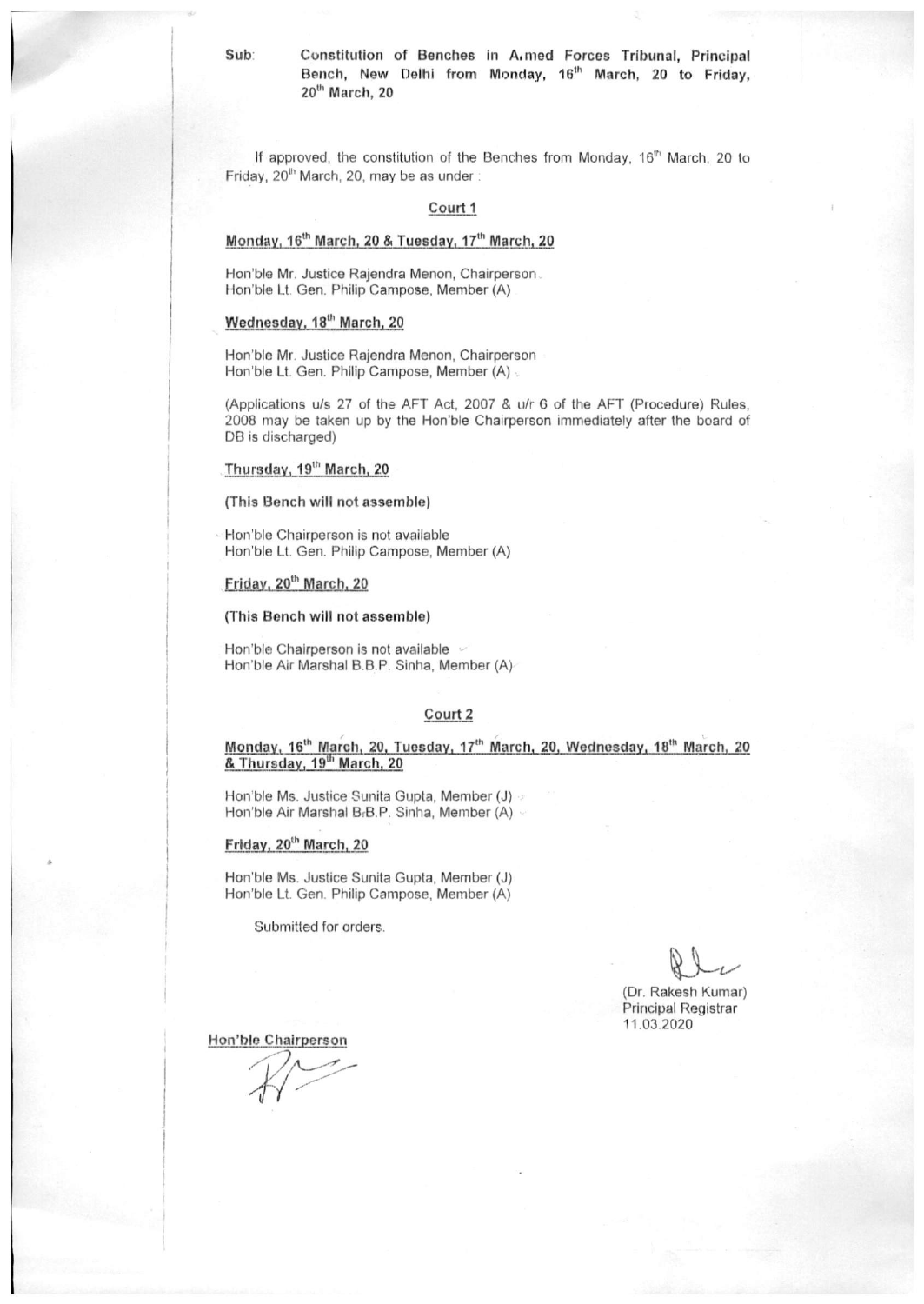**Sub:** **Constitution of Benches in Armed Forces Tribunal, Principal Bench, New Delhi from Monday, 16th March, 20 to Friday, 20th March, 20**

If approved, the constitution of the Benches from Monday, 16th March, 20 to Friday, 20th March, 20, may be as under :

## Court 1

**Monday, 16th March, 20 & Tuesday, 17th March, 20**

Hon'ble Mr. Justice Rajendra Menon, Chairperson
Hon'ble Lt. Gen. Philip Campose, Member (A)

**Wednesday, 18th March, 20**

Hon'ble Mr. Justice Rajendra Menon, Chairperson
Hon'ble Lt. Gen. Philip Campose, Member (A)

(Applications u/s 27 of the AFT Act, 2007 & u/r 6 of the AFT (Procedure) Rules, 2008 may be taken up by the Hon'ble Chairperson immediately after the board of DB is discharged)

**Thursday, 19th March, 20**

**(This Bench will not assemble)**

Hon'ble Chairperson is not available
Hon'ble Lt. Gen. Philip Campose, Member (A)

**Friday, 20th March, 20**

**(This Bench will not assemble)**

Hon'ble Chairperson is not available
Hon'ble Air Marshal B.B.P. Sinha, Member (A)

## Court 2

**Monday, 16th March, 20, Tuesday, 17th March, 20, Wednesday, 18th March, 20 & Thursday, 19th March, 20**

Hon'ble Ms. Justice Sunita Gupta, Member (J)
Hon'ble Air Marshal B.B.P. Sinha, Member (A)

**Friday, 20th March, 20**

Hon'ble Ms. Justice Sunita Gupta, Member (J)
Hon'ble Lt. Gen. Philip Campose, Member (A)

Submitted for orders.

(Dr. Rakesh Kumar)
Principal Registrar
11.03.2020

**Hon'ble Chairperson**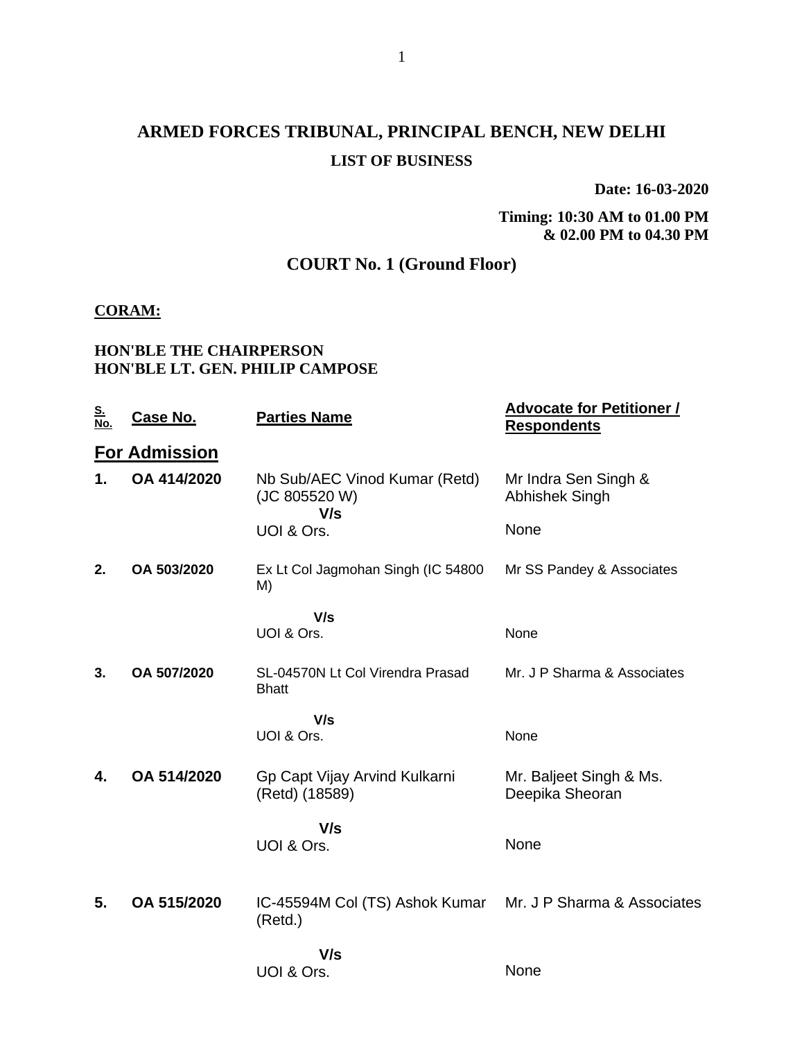# ARMED FORCES TRIBUNAL, PRINCIPAL BENCH, NEW DELHI

## LIST OF BUSINESS

**Date: 16-03-2020**

**Timing: 10:30 AM to 01.00 PM & 02.00 PM to 04.30 PM**

## COURT No. 1 (Ground Floor)

**CORAM:**

**HON'BLE THE CHAIRPERSON**
**HON'BLE LT. GEN. PHILIP CAMPOSE**

| S. No. | Case No. | Parties Name | Advocate for Petitioner / Respondents |
|---|---|---|---|
| **For Admission** | | | |
| 1. | OA 414/2020 | Nb Sub/AEC Vinod Kumar (Retd) (JC 805520 W) V/s UOI & Ors. | Mr Indra Sen Singh & Abhishek Singh<br>None |
| 2. | OA 503/2020 | Ex Lt Col Jagmohan Singh (IC 54800 M) V/s UOI & Ors. | Mr SS Pandey & Associates<br>None |
| 3. | OA 507/2020 | SL-04570N Lt Col Virendra Prasad Bhatt V/s UOI & Ors. | Mr. J P Sharma & Associates<br>None |
| 4. | OA 514/2020 | Gp Capt Vijay Arvind Kulkarni (Retd) (18589) V/s UOI & Ors. | Mr. Baljeet Singh & Ms. Deepika Sheoran<br>None |
| 5. | OA 515/2020 | IC-45594M Col (TS) Ashok Kumar (Retd.) V/s UOI & Ors. | Mr. J P Sharma & Associates<br>None |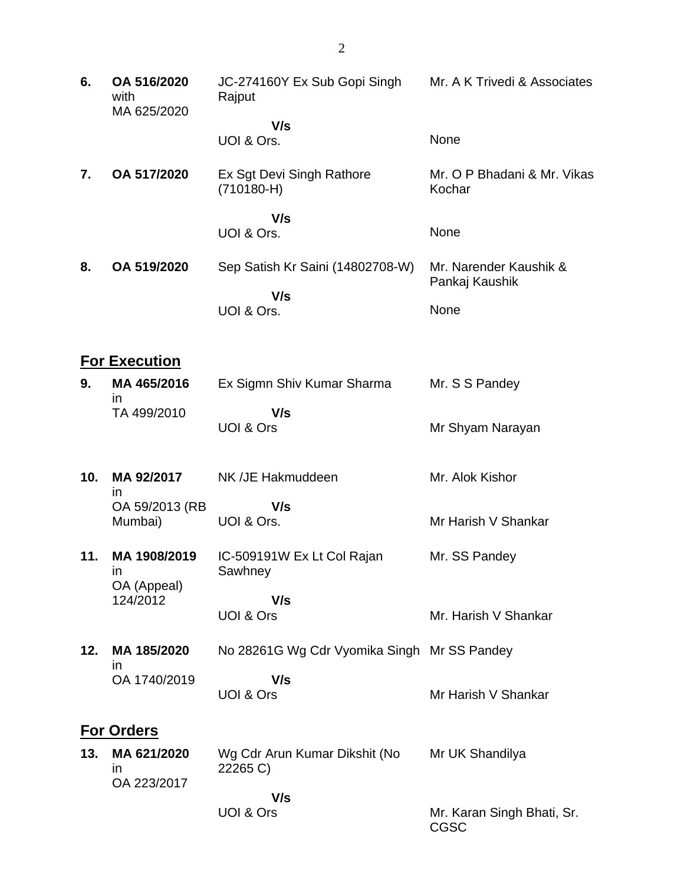| | | | |
|---|---|---|---|
| **6.** | **OA 516/2020** with MA 625/2020 | JC-274160Y Ex Sub Gopi Singh Rajput | Mr. A K Trivedi & Associates |
| | | **V/s** UOI & Ors. | None |
| **7.** | **OA 517/2020** | Ex Sgt Devi Singh Rathore (710180-H) | Mr. O P Bhadani & Mr. Vikas Kochar |
| | | **V/s** UOI & Ors. | None |
| **8.** | **OA 519/2020** | Sep Satish Kr Saini (14802708-W) | Mr. Narender Kaushik & Pankaj Kaushik |
| | | **V/s** UOI & Ors. | None |

## <u>For Execution</u>

| | | | |
|---|---|---|---|
| **9.** | **MA 465/2016** in TA 499/2010 | Ex Sigmn Shiv Kumar Sharma | Mr. S S Pandey |
| | | **V/s** UOI & Ors | Mr Shyam Narayan |
| **10.** | **MA 92/2017** in OA 59/2013 (RB Mumbai) | NK /JE Hakmuddeen | Mr. Alok Kishor |
| | | **V/s** UOI & Ors. | Mr Harish V Shankar |
| **11.** | **MA 1908/2019** in OA (Appeal) 124/2012 | IC-509191W Ex Lt Col Rajan Sawhney | Mr. SS Pandey |
| | | **V/s** UOI & Ors | Mr. Harish V Shankar |
| **12.** | **MA 185/2020** in OA 1740/2019 | No 28261G Wg Cdr Vyomika Singh | Mr SS Pandey |
| | | **V/s** UOI & Ors | Mr Harish V Shankar |

## <u>For Orders</u>

| | | | |
|---|---|---|---|
| **13.** | **MA 621/2020** in OA 223/2017 | Wg Cdr Arun Kumar Dikshit (No 22265 C) | Mr UK Shandilya |
| | | **V/s** UOI & Ors | Mr. Karan Singh Bhati, Sr. CGSC |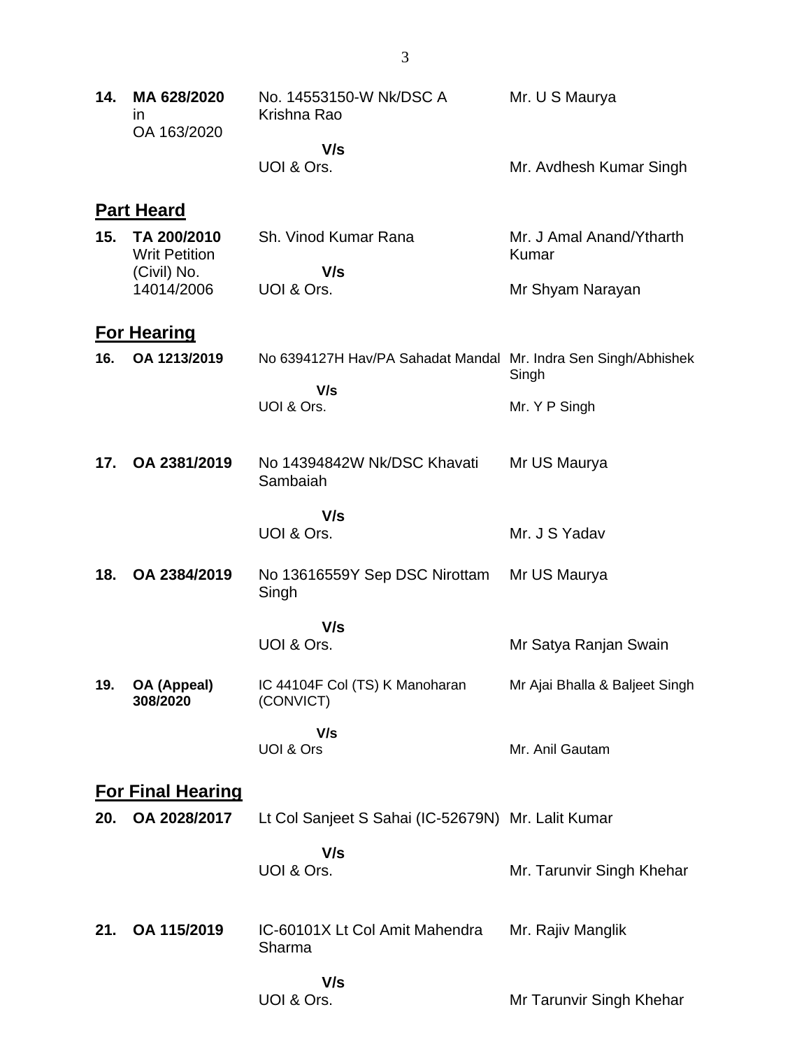| | | | |
|---|---|---|---|
| **14.** | **MA 628/2020** in OA 163/2020 | No. 14553150-W Nk/DSC A Krishna Rao<br>**V/s**<br>UOI & Ors. | Mr. U S Maurya<br><br>Mr. Avdhesh Kumar Singh |

## Part Heard

| | | | |
|---|---|---|---|
| **15.** | **TA 200/2010** Writ Petition (Civil) No. 14014/2006 | Sh. Vinod Kumar Rana<br>**V/s**<br>UOI & Ors. | Mr. J Amal Anand/Ytharth Kumar<br><br>Mr Shyam Narayan |

## For Hearing

| | | | |
|---|---|---|---|
| **16.** | **OA 1213/2019** | No 6394127H Hav/PA Sahadat Mandal<br>**V/s**<br>UOI & Ors. | Mr. Indra Sen Singh/Abhishek Singh<br><br>Mr. Y P Singh |
| **17.** | **OA 2381/2019** | No 14394842W Nk/DSC Khavati Sambaiah<br>**V/s**<br>UOI & Ors. | Mr US Maurya<br><br>Mr. J S Yadav |
| **18.** | **OA 2384/2019** | No 13616559Y Sep DSC Nirottam Singh<br>**V/s**<br>UOI & Ors. | Mr US Maurya<br><br>Mr Satya Ranjan Swain |
| **19.** | **OA (Appeal) 308/2020** | IC 44104F Col (TS) K Manoharan (CONVICT)<br>**V/s**<br>UOI & Ors | Mr Ajai Bhalla & Baljeet Singh<br><br>Mr. Anil Gautam |

## For Final Hearing

| | | | |
|---|---|---|---|
| **20.** | **OA 2028/2017** | Lt Col Sanjeet S Sahai (IC-52679N)<br>**V/s**<br>UOI & Ors. | Mr. Lalit Kumar<br><br>Mr. Tarunvir Singh Khehar |
| **21.** | **OA 115/2019** | IC-60101X Lt Col Amit Mahendra Sharma<br>**V/s**<br>UOI & Ors. | Mr. Rajiv Manglik<br><br>Mr Tarunvir Singh Khehar |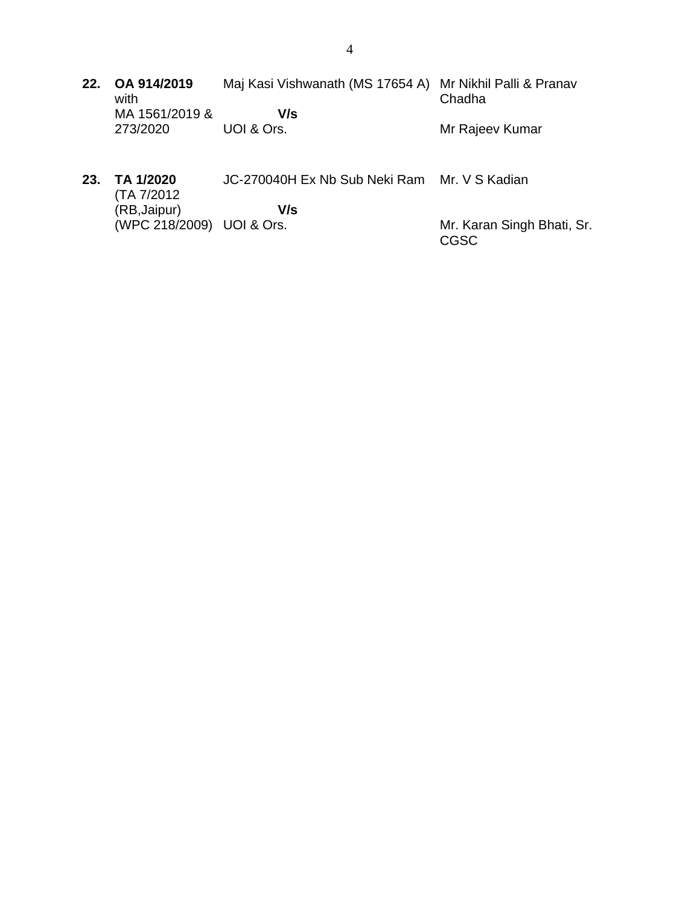| | | | |
|---|---|---|---|
| **22.** | **OA 914/2019** with MA 1561/2019 & 273/2020 | Maj Kasi Vishwanath (MS 17654 A) **V/s** UOI & Ors. | Mr Nikhil Palli & Pranav Chadha<br><br>Mr Rajeev Kumar |
| **23.** | **TA 1/2020** (TA 7/2012 (RB,Jaipur) (WPC 218/2009) | JC-270040H Ex Nb Sub Neki Ram **V/s** UOI & Ors. | Mr. V S Kadian<br><br>Mr. Karan Singh Bhati, Sr. CGSC |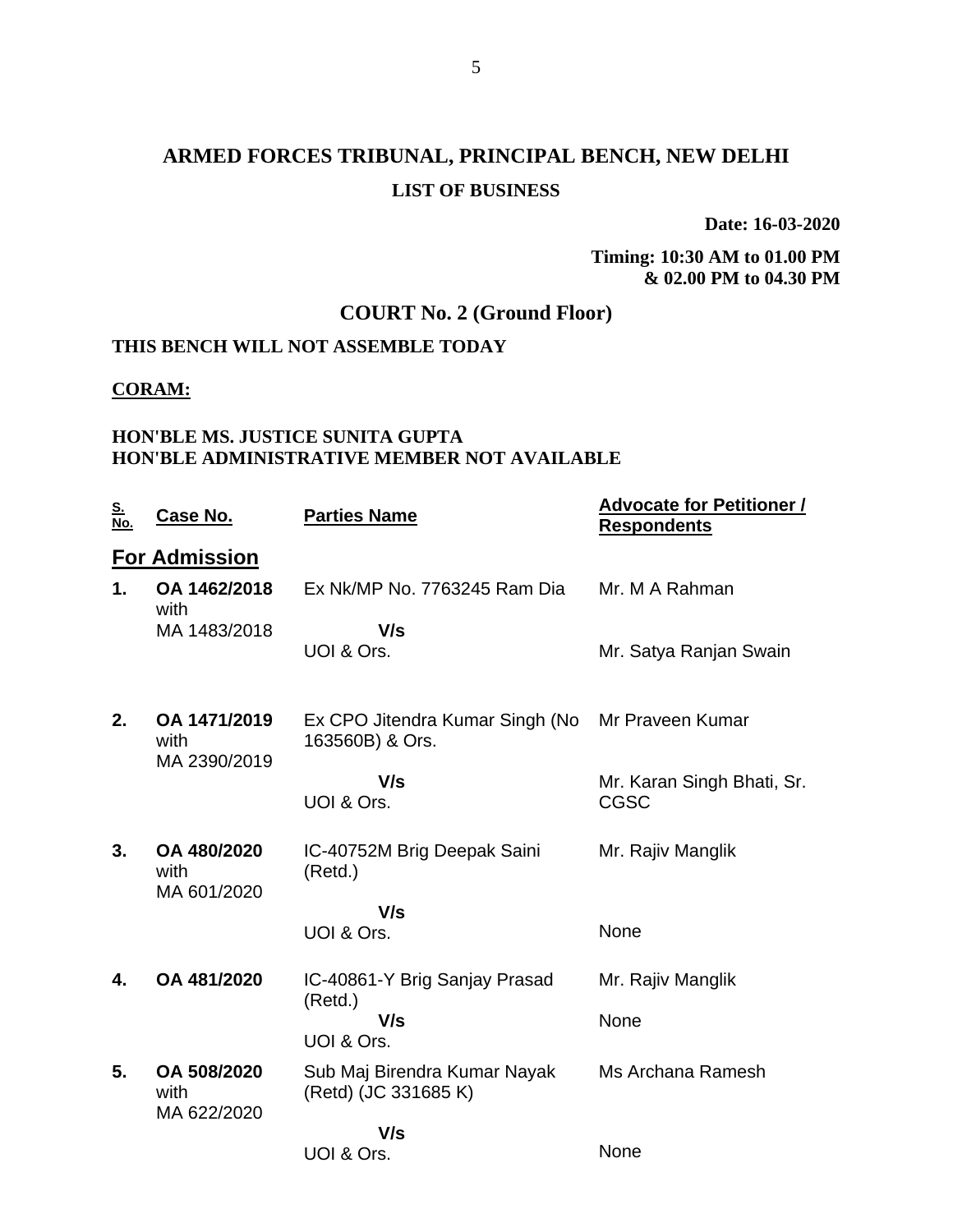# ARMED FORCES TRIBUNAL, PRINCIPAL BENCH, NEW DELHI

**LIST OF BUSINESS**

**Date: 16-03-2020**

**Timing: 10:30 AM to 01.00 PM & 02.00 PM to 04.30 PM**

## COURT No. 2 (Ground Floor)

**THIS BENCH WILL NOT ASSEMBLE TODAY**

**CORAM:**

**HON'BLE MS. JUSTICE SUNITA GUPTA**
**HON'BLE ADMINISTRATIVE MEMBER NOT AVAILABLE**

| S. No. | Case No. | Parties Name | Advocate for Petitioner / Respondents |
|---|---|---|---|
| | **For Admission** | | |
| **1.** | **OA 1462/2018** with MA 1483/2018 | Ex Nk/MP No. 7763245 Ram Dia V/s UOI & Ors. | Mr. M A Rahman<br>Mr. Satya Ranjan Swain |
| **2.** | **OA 1471/2019** with MA 2390/2019 | Ex CPO Jitendra Kumar Singh (No 163560B) & Ors. V/s UOI & Ors. | Mr Praveen Kumar<br>Mr. Karan Singh Bhati, Sr. CGSC |
| **3.** | **OA 480/2020** with MA 601/2020 | IC-40752M Brig Deepak Saini (Retd.) V/s UOI & Ors. | Mr. Rajiv Manglik<br>None |
| **4.** | **OA 481/2020** | IC-40861-Y Brig Sanjay Prasad (Retd.) V/s UOI & Ors. | Mr. Rajiv Manglik<br>None |
| **5.** | **OA 508/2020** with MA 622/2020 | Sub Maj Birendra Kumar Nayak (Retd) (JC 331685 K) V/s UOI & Ors. | Ms Archana Ramesh<br>None |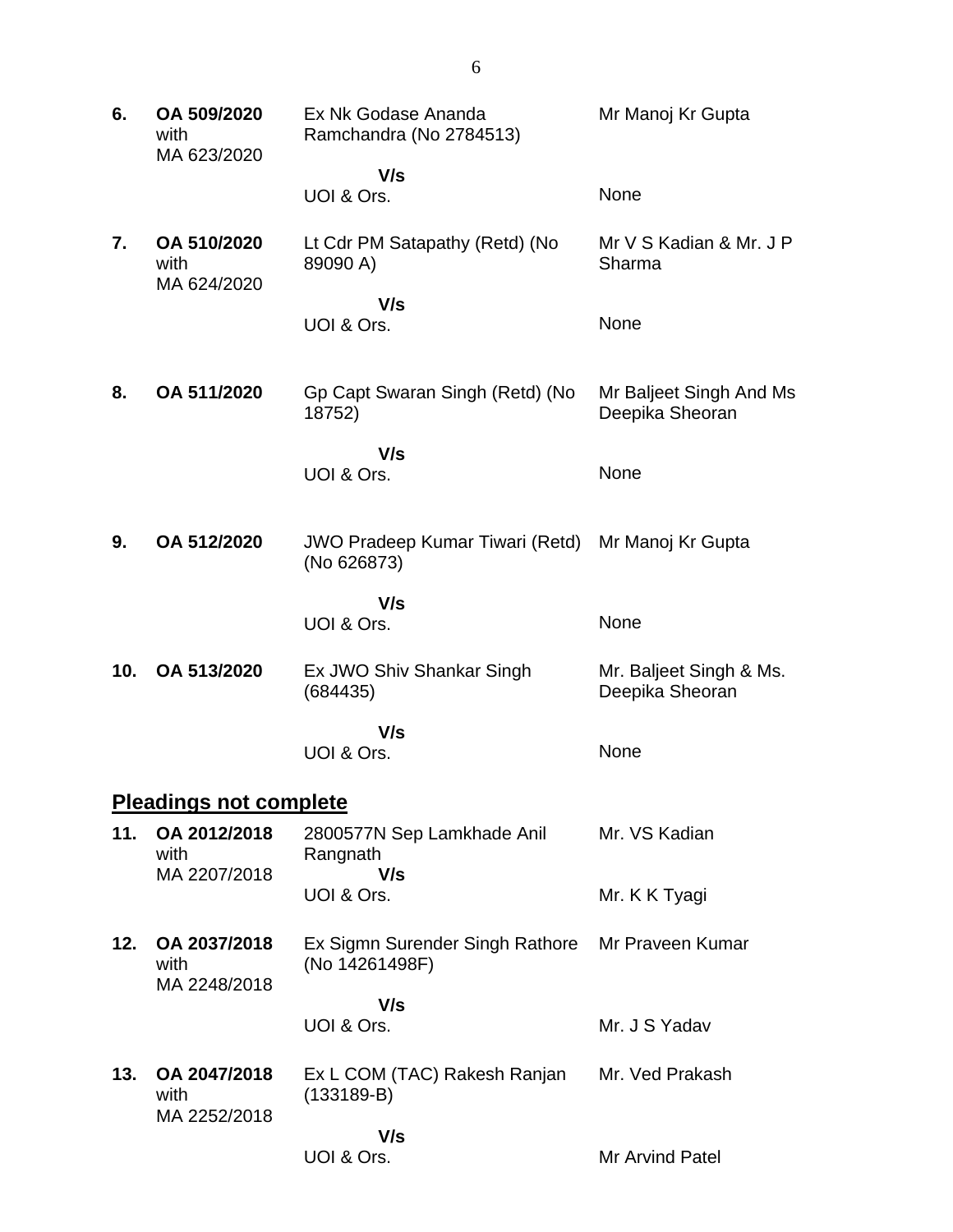| No. | Case No. | Parties | Counsel |
|---|---|---|---|
| 6. | **OA 509/2020** with MA 623/2020 | Ex Nk Godase Ananda Ramchandra (No 2784513) | Mr Manoj Kr Gupta |
| | | **V/s** | |
| | | UOI & Ors. | None |
| 7. | **OA 510/2020** with MA 624/2020 | Lt Cdr PM Satapathy (Retd) (No 89090 A) | Mr V S Kadian & Mr. J P Sharma |
| | | **V/s** | |
| | | UOI & Ors. | None |
| 8. | **OA 511/2020** | Gp Capt Swaran Singh (Retd) (No 18752) | Mr Baljeet Singh And Ms Deepika Sheoran |
| | | **V/s** | |
| | | UOI & Ors. | None |
| 9. | **OA 512/2020** | JWO Pradeep Kumar Tiwari (Retd) (No 626873) | Mr Manoj Kr Gupta |
| | | **V/s** | |
| | | UOI & Ors. | None |
| 10. | **OA 513/2020** | Ex JWO Shiv Shankar Singh (684435) | Mr. Baljeet Singh & Ms. Deepika Sheoran |
| | | **V/s** | |
| | | UOI & Ors. | None |

## Pleadings not complete

| No. | Case No. | Parties | Counsel |
|---|---|---|---|
| 11. | **OA 2012/2018** with MA 2207/2018 | 2800577N Sep Lamkhade Anil Rangnath | Mr. VS Kadian |
| | | **V/s** | |
| | | UOI & Ors. | Mr. K K Tyagi |
| 12. | **OA 2037/2018** with MA 2248/2018 | Ex Sigmn Surender Singh Rathore (No 14261498F) | Mr Praveen Kumar |
| | | **V/s** | |
| | | UOI & Ors. | Mr. J S Yadav |
| 13. | **OA 2047/2018** with MA 2252/2018 | Ex L COM (TAC) Rakesh Ranjan (133189-B) | Mr. Ved Prakash |
| | | **V/s** | |
| | | UOI & Ors. | Mr Arvind Patel |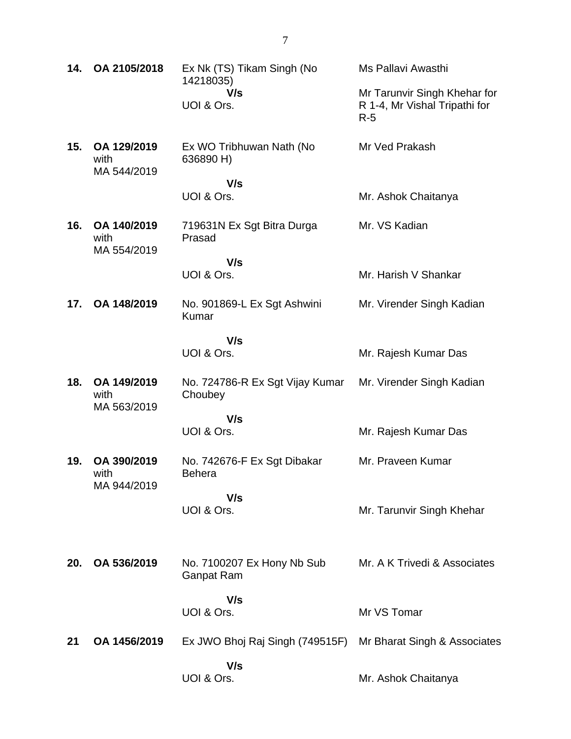| | | | |
|---|---|---|---|
| **14.** | **OA 2105/2018** | Ex Nk (TS) Tikam Singh (No 14218035)<br>**V/s**<br>UOI & Ors. | Ms Pallavi Awasthi<br><br>Mr Tarunvir Singh Khehar for R 1-4, Mr Vishal Tripathi for R-5 |
| **15.** | **OA 129/2019** with MA 544/2019 | Ex WO Tribhuwan Nath (No 636890 H)<br>**V/s**<br>UOI & Ors. | Mr Ved Prakash<br><br>Mr. Ashok Chaitanya |
| **16.** | **OA 140/2019** with MA 554/2019 | 719631N Ex Sgt Bitra Durga Prasad<br>**V/s**<br>UOI & Ors. | Mr. VS Kadian<br><br>Mr. Harish V Shankar |
| **17.** | **OA 148/2019** | No. 901869-L Ex Sgt Ashwini Kumar<br>**V/s**<br>UOI & Ors. | Mr. Virender Singh Kadian<br><br>Mr. Rajesh Kumar Das |
| **18.** | **OA 149/2019** with MA 563/2019 | No. 724786-R Ex Sgt Vijay Kumar Choubey<br>**V/s**<br>UOI & Ors. | Mr. Virender Singh Kadian<br><br>Mr. Rajesh Kumar Das |
| **19.** | **OA 390/2019** with MA 944/2019 | No. 742676-F Ex Sgt Dibakar Behera<br>**V/s**<br>UOI & Ors. | Mr. Praveen Kumar<br><br>Mr. Tarunvir Singh Khehar |
| **20.** | **OA 536/2019** | No. 7100207 Ex Hony Nb Sub Ganpat Ram<br>**V/s**<br>UOI & Ors. | Mr. A K Trivedi & Associates<br><br>Mr VS Tomar |
| **21** | **OA 1456/2019** | Ex JWO Bhoj Raj Singh (749515F)<br>**V/s**<br>UOI & Ors. | Mr Bharat Singh & Associates<br><br>Mr. Ashok Chaitanya |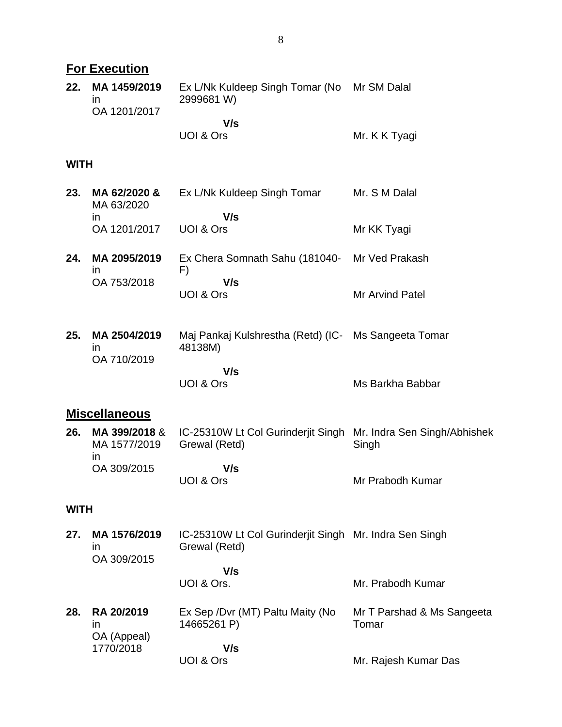## For Execution

| No. | Case No. | Parties | Counsel |
|---|---|---|---|
| **22.** | **MA 1459/2019** in OA 1201/2017 | Ex L/Nk Kuldeep Singh Tomar (No 2999681 W) | Mr SM Dalal |
| | | **V/s** | |
| | | UOI & Ors | Mr. K K Tyagi |

**WITH**

| No. | Case No. | Parties | Counsel |
|---|---|---|---|
| **23.** | **MA 62/2020 &** MA 63/2020 in OA 1201/2017 | Ex L/Nk Kuldeep Singh Tomar | Mr. S M Dalal |
| | | **V/s** | |
| | | UOI & Ors | Mr KK Tyagi |
| **24.** | **MA 2095/2019** in OA 753/2018 | Ex Chera Somnath Sahu (181040-F) | Mr Ved Prakash |
| | | **V/s** | |
| | | UOI & Ors | Mr Arvind Patel |
| **25.** | **MA 2504/2019** in OA 710/2019 | Maj Pankaj Kulshrestha (Retd) (IC-48138M) | Ms Sangeeta Tomar |
| | | **V/s** | |
| | | UOI & Ors | Ms Barkha Babbar |

## Miscellaneous

| No. | Case No. | Parties | Counsel |
|---|---|---|---|
| **26.** | **MA 399/2018** & MA 1577/2019 in OA 309/2015 | IC-25310W Lt Col Gurinderjit Singh Grewal (Retd) | Mr. Indra Sen Singh/Abhishek Singh |
| | | **V/s** | |
| | | UOI & Ors | Mr Prabodh Kumar |

**WITH**

| No. | Case No. | Parties | Counsel |
|---|---|---|---|
| **27.** | **MA 1576/2019** in OA 309/2015 | IC-25310W Lt Col Gurinderjit Singh Grewal (Retd) | Mr. Indra Sen Singh |
| | | **V/s** | |
| | | UOI & Ors. | Mr. Prabodh Kumar |
| **28.** | **RA 20/2019** in OA (Appeal) 1770/2018 | Ex Sep /Dvr (MT) Paltu Maity (No 14665261 P) | Mr T Parshad & Ms Sangeeta Tomar |
| | | **V/s** | |
| | | UOI & Ors | Mr. Rajesh Kumar Das |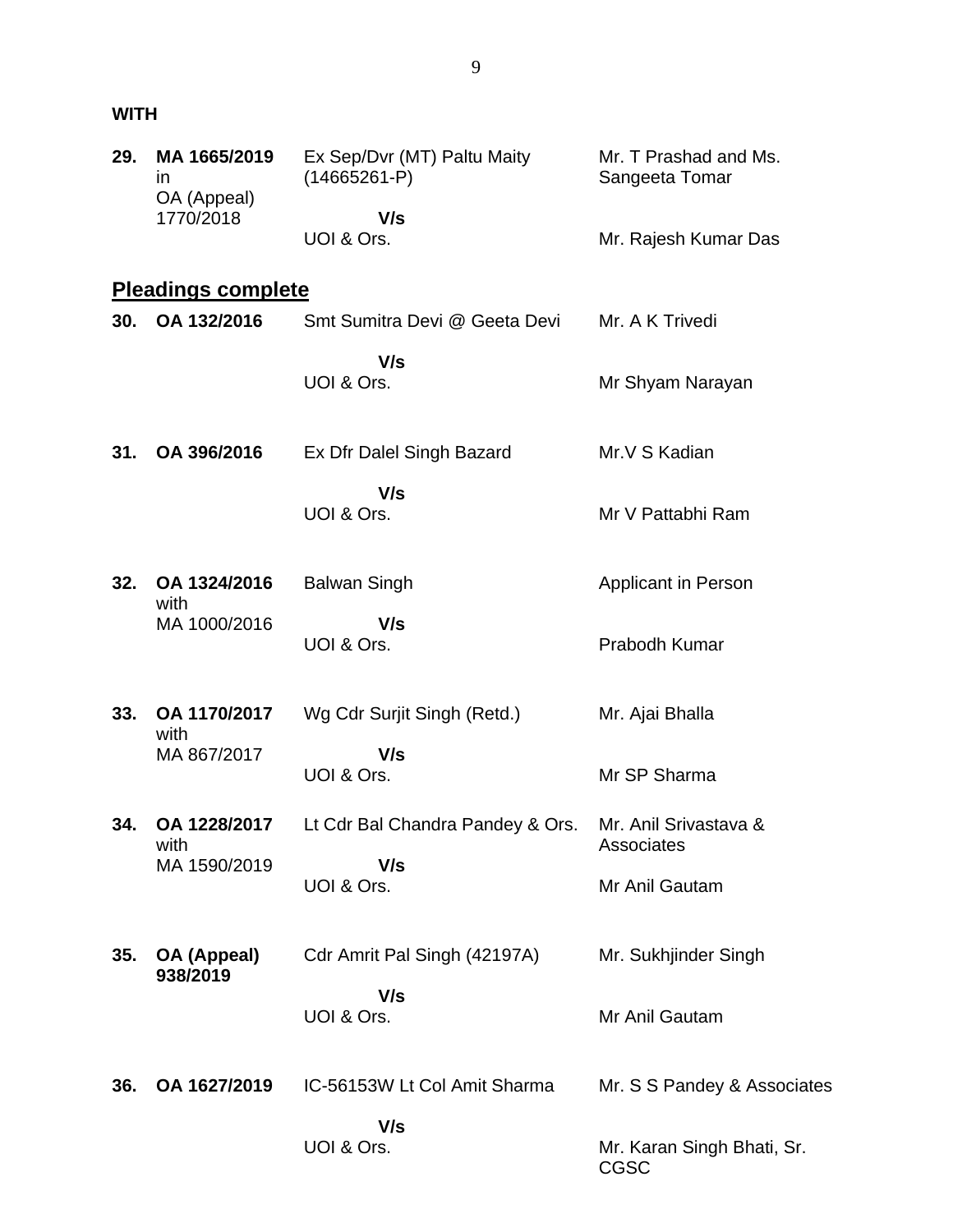**WITH**

| | | | |
|---|---|---|---|
| **29.** | **MA 1665/2019** in OA (Appeal) 1770/2018 | Ex Sep/Dvr (MT) Paltu Maity (14665261-P)<br>**V/s**<br>UOI & Ors. | Mr. T Prashad and Ms. Sangeeta Tomar<br><br>Mr. Rajesh Kumar Das |

## Pleadings complete

| | | | |
|---|---|---|---|
| **30.** | **OA 132/2016** | Smt Sumitra Devi @ Geeta Devi<br>**V/s**<br>UOI & Ors. | Mr. A K Trivedi<br><br>Mr Shyam Narayan |
| **31.** | **OA 396/2016** | Ex Dfr Dalel Singh Bazard<br>**V/s**<br>UOI & Ors. | Mr.V S Kadian<br><br>Mr V Pattabhi Ram |
| **32.** | **OA 1324/2016** with MA 1000/2016 | Balwan Singh<br>**V/s**<br>UOI & Ors. | Applicant in Person<br><br>Prabodh Kumar |
| **33.** | **OA 1170/2017** with MA 867/2017 | Wg Cdr Surjit Singh (Retd.)<br>**V/s**<br>UOI & Ors. | Mr. Ajai Bhalla<br><br>Mr SP Sharma |
| **34.** | **OA 1228/2017** with MA 1590/2019 | Lt Cdr Bal Chandra Pandey & Ors.<br>**V/s**<br>UOI & Ors. | Mr. Anil Srivastava & Associates<br><br>Mr Anil Gautam |
| **35.** | **OA (Appeal) 938/2019** | Cdr Amrit Pal Singh (42197A)<br>**V/s**<br>UOI & Ors. | Mr. Sukhjinder Singh<br><br>Mr Anil Gautam |
| **36.** | **OA 1627/2019** | IC-56153W Lt Col Amit Sharma<br>**V/s**<br>UOI & Ors. | Mr. S S Pandey & Associates<br><br>Mr. Karan Singh Bhati, Sr. CGSC |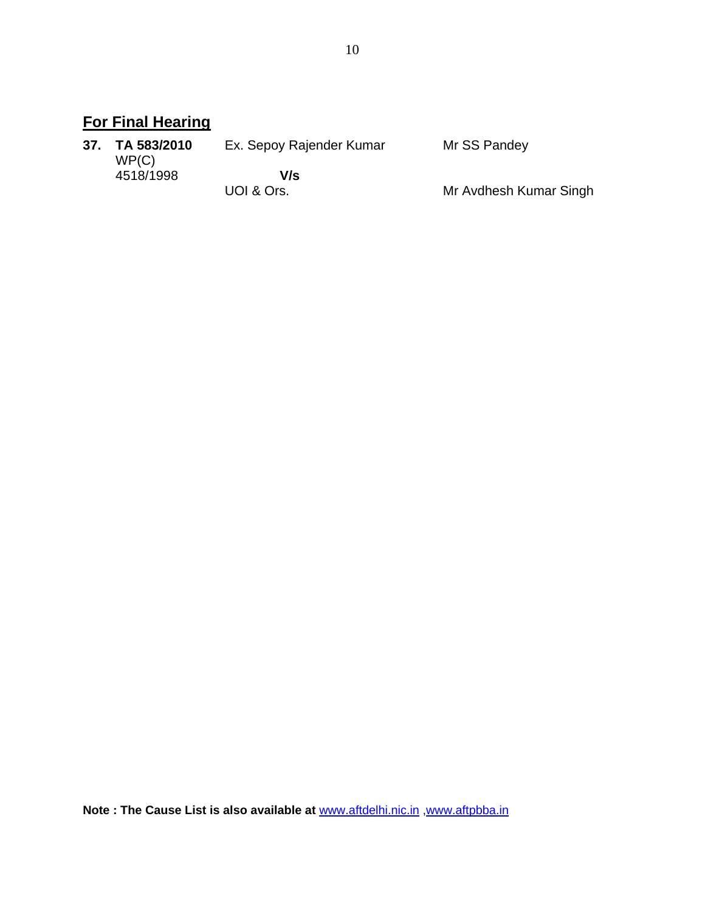## For Final Hearing

| | | | |
|---|---|---|---|
| **37.** | **TA 583/2010** WP(C) 4518/1998 | Ex. Sepoy Rajender Kumar **V/s** UOI & Ors. | Mr SS Pandey Mr Avdhesh Kumar Singh |

**Note : The Cause List is also available at** www.aftdelhi.nic.in ,www.aftpbba.in